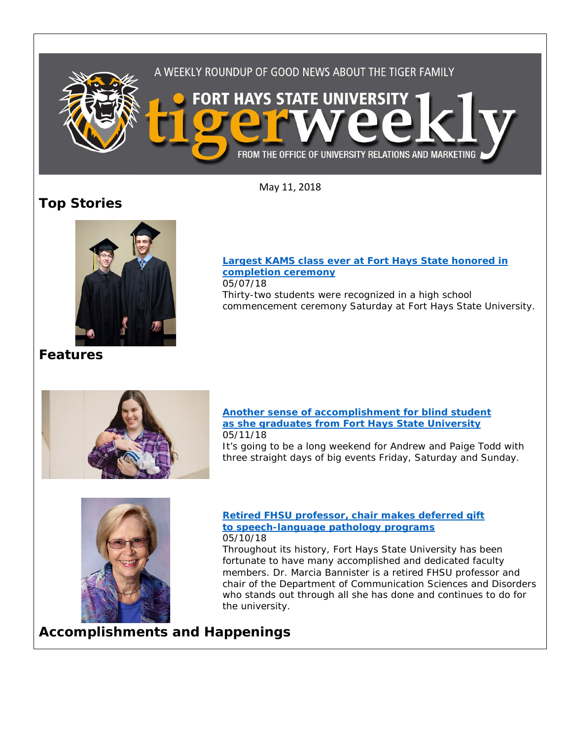A WEEKLY ROUNDUP OF GOOD NEWS ABOUT THE TIGER FAMILY

FORT HAYS STATE UNIVERSITY tigerweekly

FROM THE OFFICE OF UNIVERSITY RELATIONS AND MARKETING

May 11, 2018

## Top Stories

**[Largest KAMS class ever at Fort Hays State honored in completion ceremony](#)**
05/07/18
Thirty-two students were recognized in a high school commencement ceremony Saturday at Fort Hays State University.

## Features

**[Another sense of accomplishment for blind student as she graduates from Fort Hays State University](#)**
05/11/18
It's going to be a long weekend for Andrew and Paige Todd with three straight days of big events Friday, Saturday and Sunday.

**[Retired FHSU professor, chair makes deferred gift to speech-language pathology programs](#)**
05/10/18
Throughout its history, Fort Hays State University has been fortunate to have many accomplished and dedicated faculty members. Dr. Marcia Bannister is a retired FHSU professor and chair of the Department of Communication Sciences and Disorders who stands out through all she has done and continues to do for the university.

## Accomplishments and Happenings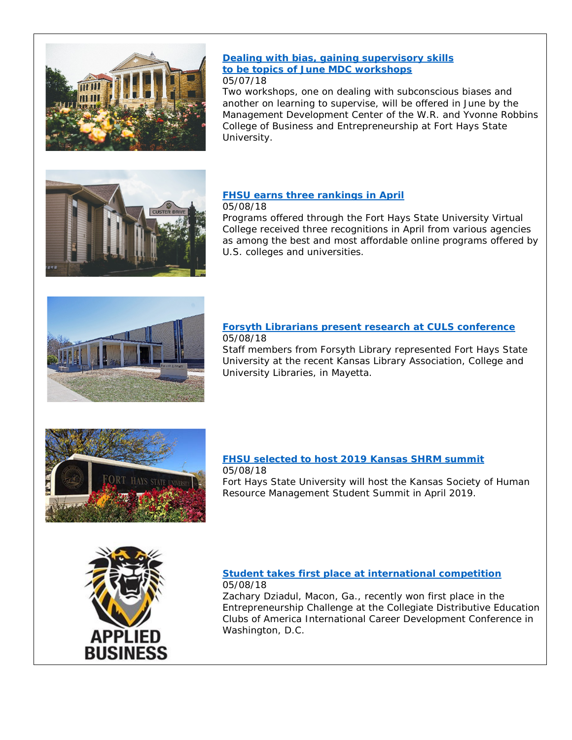**[Dealing with bias, gaining supervisory skills to be topics of June MDC workshops](#)**
05/07/18
Two workshops, one on dealing with subconscious biases and another on learning to supervise, will be offered in June by the Management Development Center of the W.R. and Yvonne Robbins College of Business and Entrepreneurship at Fort Hays State University.

**[FHSU earns three rankings in April](#)**
05/08/18
Programs offered through the Fort Hays State University Virtual College received three recognitions in April from various agencies as among the best and most affordable online programs offered by U.S. colleges and universities.

**[Forsyth Librarians present research at CULS conference](#)**
05/08/18
Staff members from Forsyth Library represented Fort Hays State University at the recent Kansas Library Association, College and University Libraries, in Mayetta.

**[FHSU selected to host 2019 Kansas SHRM summit](#)**
05/08/18
Fort Hays State University will host the Kansas Society of Human Resource Management Student Summit in April 2019.

**[Student takes first place at international competition](#)**
05/08/18
Zachary Dziadul, Macon, Ga., recently won first place in the Entrepreneurship Challenge at the Collegiate Distributive Education Clubs of America International Career Development Conference in Washington, D.C.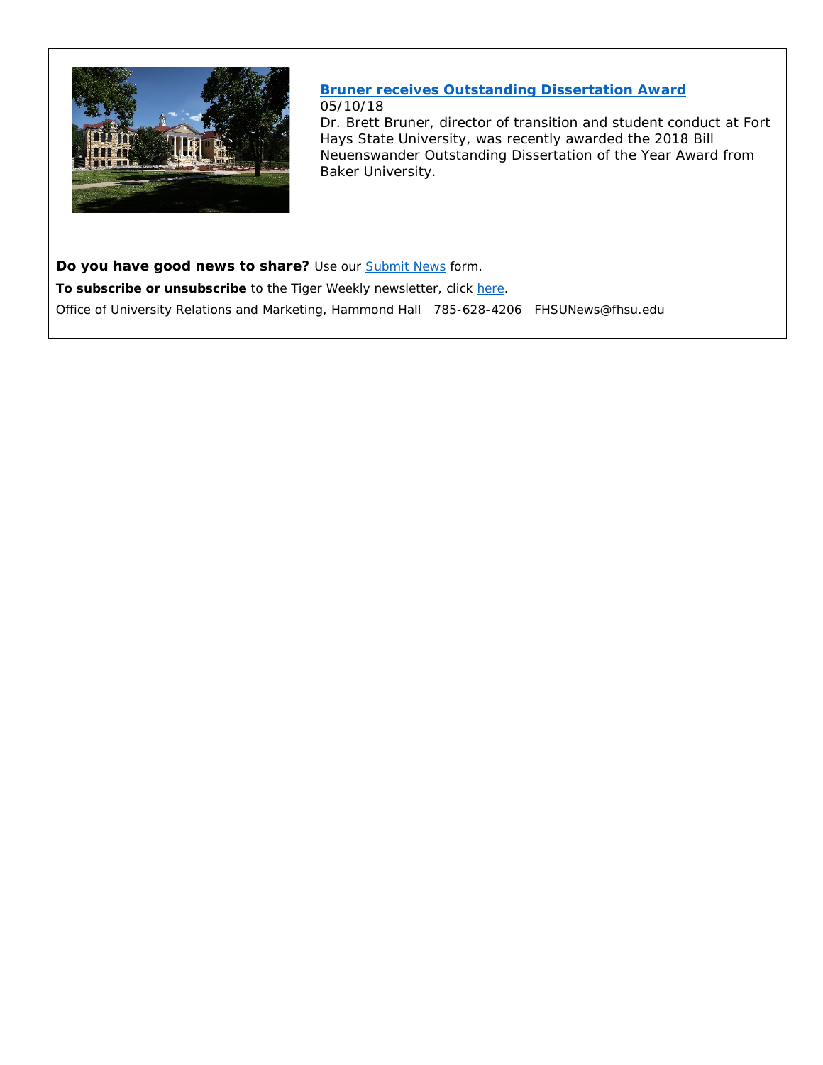**[Bruner receives Outstanding Dissertation Award](#)**
05/10/18
Dr. Brett Bruner, director of transition and student conduct at Fort Hays State University, was recently awarded the 2018 Bill Neuenswander Outstanding Dissertation of the Year Award from Baker University.

**Do you have good news to share?** Use our Submit News form.

**To subscribe or unsubscribe** to the Tiger Weekly newsletter, click here.

Office of University Relations and Marketing, Hammond Hall   785-628-4206   FHSUNews@fhsu.edu